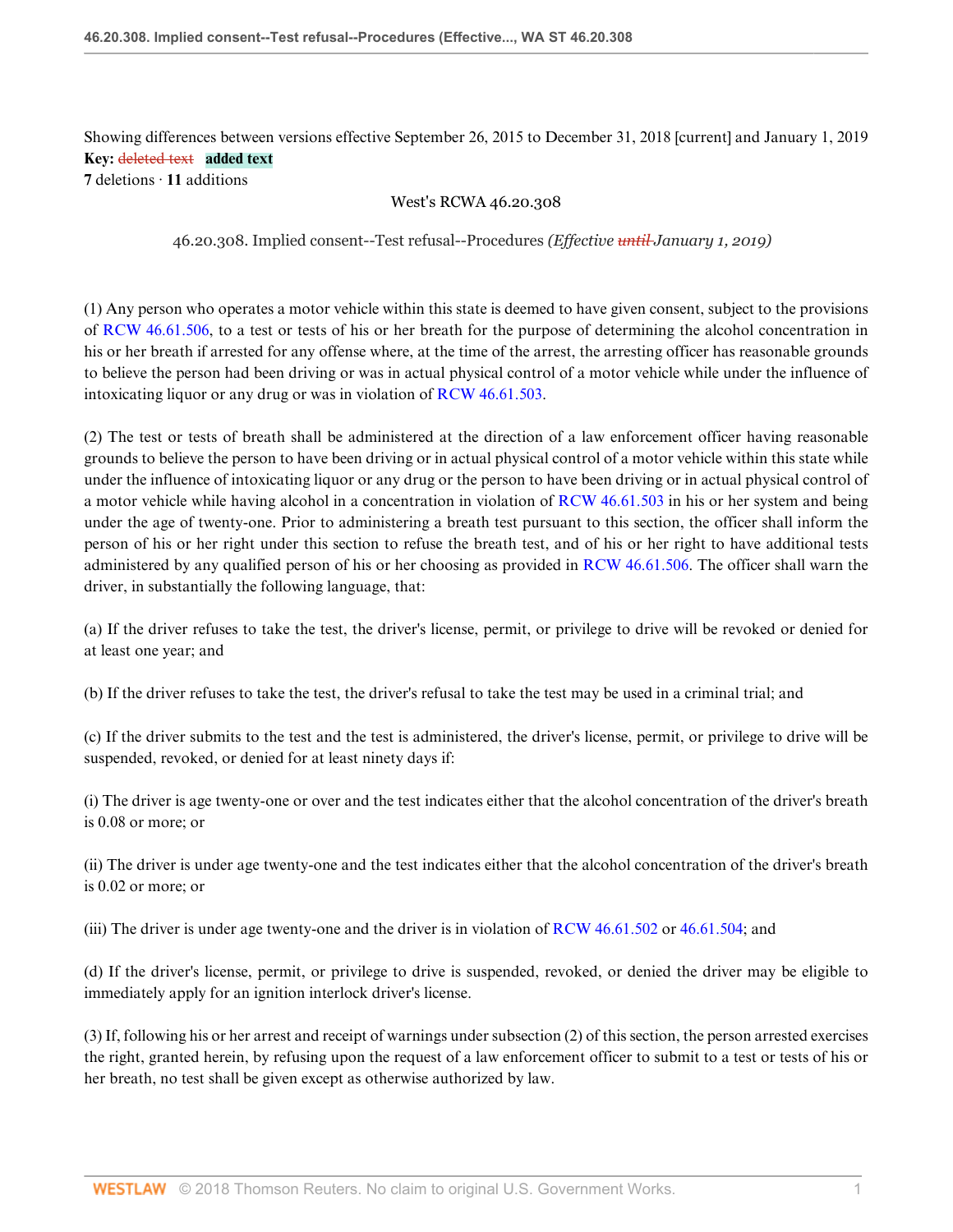Showing differences between versions effective September 26, 2015 to December 31, 2018 [current] and January 1, 2019

**Key:** ~~deleted text~~ **added text**

**7** deletions · **11** additions

West's RCWA 46.20.308

46.20.308. Implied consent--Test refusal--Procedures *(Effective ~~until~~ January 1, 2019)*

(1) Any person who operates a motor vehicle within this state is deemed to have given consent, subject to the provisions of RCW 46.61.506, to a test or tests of his or her breath for the purpose of determining the alcohol concentration in his or her breath if arrested for any offense where, at the time of the arrest, the arresting officer has reasonable grounds to believe the person had been driving or was in actual physical control of a motor vehicle while under the influence of intoxicating liquor or any drug or was in violation of RCW 46.61.503.

(2) The test or tests of breath shall be administered at the direction of a law enforcement officer having reasonable grounds to believe the person to have been driving or in actual physical control of a motor vehicle within this state while under the influence of intoxicating liquor or any drug or the person to have been driving or in actual physical control of a motor vehicle while having alcohol in a concentration in violation of RCW 46.61.503 in his or her system and being under the age of twenty-one. Prior to administering a breath test pursuant to this section, the officer shall inform the person of his or her right under this section to refuse the breath test, and of his or her right to have additional tests administered by any qualified person of his or her choosing as provided in RCW 46.61.506. The officer shall warn the driver, in substantially the following language, that:

(a) If the driver refuses to take the test, the driver's license, permit, or privilege to drive will be revoked or denied for at least one year; and

(b) If the driver refuses to take the test, the driver's refusal to take the test may be used in a criminal trial; and

(c) If the driver submits to the test and the test is administered, the driver's license, permit, or privilege to drive will be suspended, revoked, or denied for at least ninety days if:

(i) The driver is age twenty-one or over and the test indicates either that the alcohol concentration of the driver's breath is 0.08 or more; or

(ii) The driver is under age twenty-one and the test indicates either that the alcohol concentration of the driver's breath is 0.02 or more; or

(iii) The driver is under age twenty-one and the driver is in violation of RCW 46.61.502 or 46.61.504; and

(d) If the driver's license, permit, or privilege to drive is suspended, revoked, or denied the driver may be eligible to immediately apply for an ignition interlock driver's license.

(3) If, following his or her arrest and receipt of warnings under subsection (2) of this section, the person arrested exercises the right, granted herein, by refusing upon the request of a law enforcement officer to submit to a test or tests of his or her breath, no test shall be given except as otherwise authorized by law.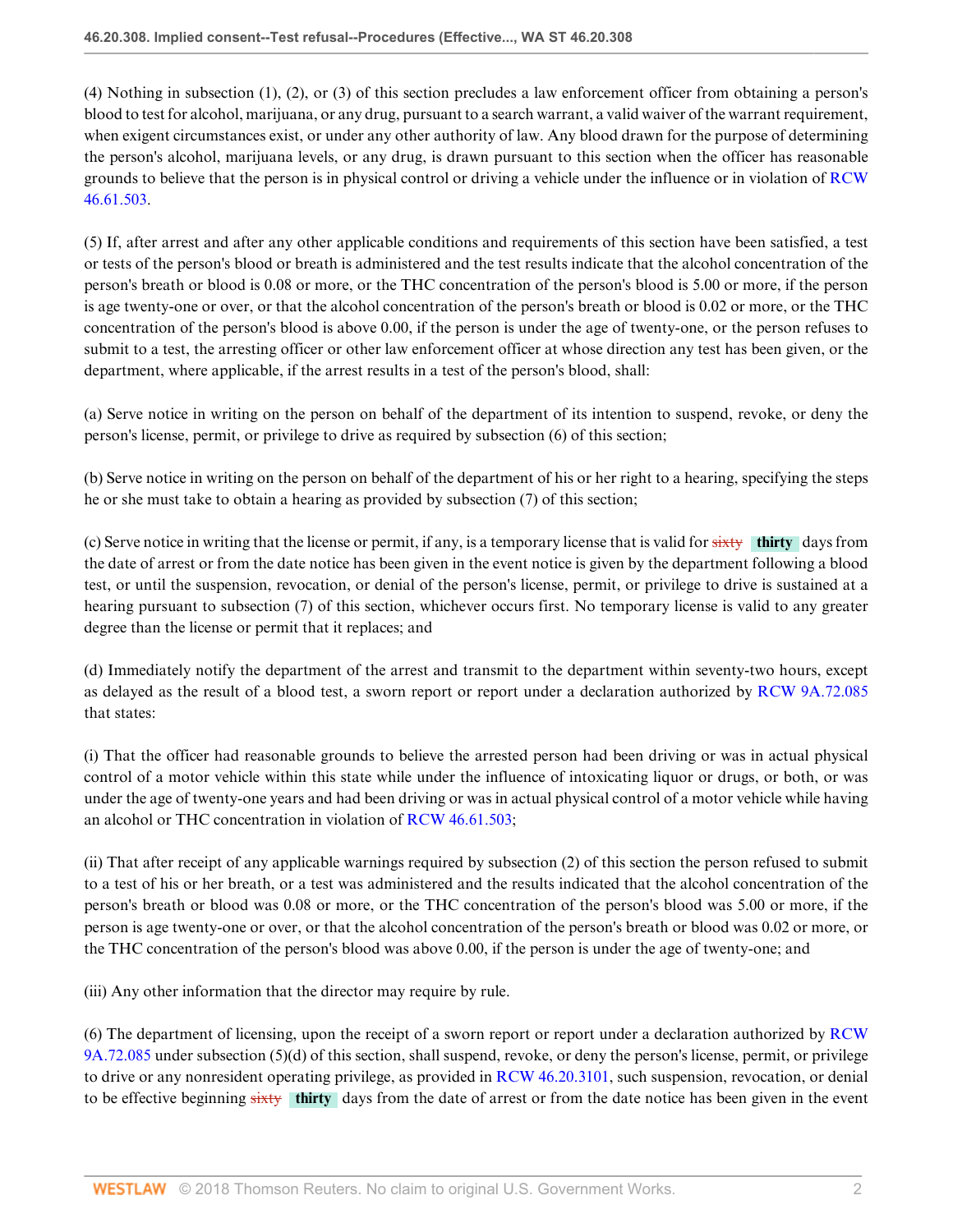(4) Nothing in subsection (1), (2), or (3) of this section precludes a law enforcement officer from obtaining a person's blood to test for alcohol, marijuana, or any drug, pursuant to a search warrant, a valid waiver of the warrant requirement, when exigent circumstances exist, or under any other authority of law. Any blood drawn for the purpose of determining the person's alcohol, marijuana levels, or any drug, is drawn pursuant to this section when the officer has reasonable grounds to believe that the person is in physical control or driving a vehicle under the influence or in violation of RCW 46.61.503.

(5) If, after arrest and after any other applicable conditions and requirements of this section have been satisfied, a test or tests of the person's blood or breath is administered and the test results indicate that the alcohol concentration of the person's breath or blood is 0.08 or more, or the THC concentration of the person's blood is 5.00 or more, if the person is age twenty-one or over, or that the alcohol concentration of the person's breath or blood is 0.02 or more, or the THC concentration of the person's blood is above 0.00, if the person is under the age of twenty-one, or the person refuses to submit to a test, the arresting officer or other law enforcement officer at whose direction any test has been given, or the department, where applicable, if the arrest results in a test of the person's blood, shall:

(a) Serve notice in writing on the person on behalf of the department of its intention to suspend, revoke, or deny the person's license, permit, or privilege to drive as required by subsection (6) of this section;

(b) Serve notice in writing on the person on behalf of the department of his or her right to a hearing, specifying the steps he or she must take to obtain a hearing as provided by subsection (7) of this section;

(c) Serve notice in writing that the license or permit, if any, is a temporary license that is valid for ~~sixty~~ **thirty** days from the date of arrest or from the date notice has been given in the event notice is given by the department following a blood test, or until the suspension, revocation, or denial of the person's license, permit, or privilege to drive is sustained at a hearing pursuant to subsection (7) of this section, whichever occurs first. No temporary license is valid to any greater degree than the license or permit that it replaces; and

(d) Immediately notify the department of the arrest and transmit to the department within seventy-two hours, except as delayed as the result of a blood test, a sworn report or report under a declaration authorized by RCW 9A.72.085 that states:

(i) That the officer had reasonable grounds to believe the arrested person had been driving or was in actual physical control of a motor vehicle within this state while under the influence of intoxicating liquor or drugs, or both, or was under the age of twenty-one years and had been driving or was in actual physical control of a motor vehicle while having an alcohol or THC concentration in violation of RCW 46.61.503;

(ii) That after receipt of any applicable warnings required by subsection (2) of this section the person refused to submit to a test of his or her breath, or a test was administered and the results indicated that the alcohol concentration of the person's breath or blood was 0.08 or more, or the THC concentration of the person's blood was 5.00 or more, if the person is age twenty-one or over, or that the alcohol concentration of the person's breath or blood was 0.02 or more, or the THC concentration of the person's blood was above 0.00, if the person is under the age of twenty-one; and

(iii) Any other information that the director may require by rule.

(6) The department of licensing, upon the receipt of a sworn report or report under a declaration authorized by RCW 9A.72.085 under subsection (5)(d) of this section, shall suspend, revoke, or deny the person's license, permit, or privilege to drive or any nonresident operating privilege, as provided in RCW 46.20.3101, such suspension, revocation, or denial to be effective beginning ~~sixty~~ **thirty** days from the date of arrest or from the date notice has been given in the event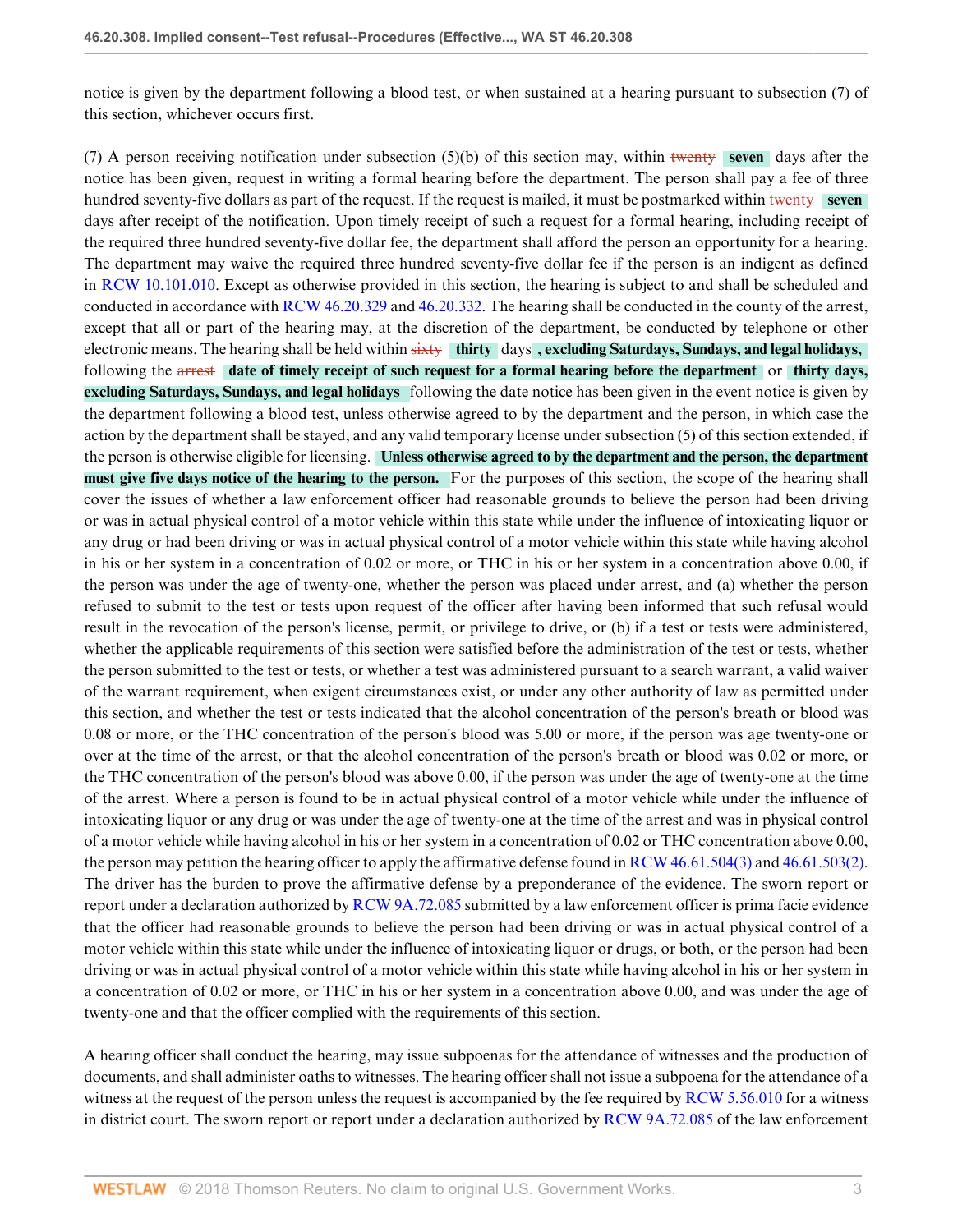notice is given by the department following a blood test, or when sustained at a hearing pursuant to subsection (7) of this section, whichever occurs first.

(7) A person receiving notification under subsection (5)(b) of this section may, within ~~twenty~~ **seven** days after the notice has been given, request in writing a formal hearing before the department. The person shall pay a fee of three hundred seventy-five dollars as part of the request. If the request is mailed, it must be postmarked within ~~twenty~~ **seven** days after receipt of the notification. Upon timely receipt of such a request for a formal hearing, including receipt of the required three hundred seventy-five dollar fee, the department shall afford the person an opportunity for a hearing. The department may waive the required three hundred seventy-five dollar fee if the person is an indigent as defined in RCW 10.101.010. Except as otherwise provided in this section, the hearing is subject to and shall be scheduled and conducted in accordance with RCW 46.20.329 and 46.20.332. The hearing shall be conducted in the county of the arrest, except that all or part of the hearing may, at the discretion of the department, be conducted by telephone or other electronic means. The hearing shall be held within ~~sixty~~ **thirty** days **, excluding Saturdays, Sundays, and legal holidays,** following the ~~arrest~~ **date of timely receipt of such request for a formal hearing before the department** or **thirty days, excluding Saturdays, Sundays, and legal holidays** following the date notice has been given in the event notice is given by the department following a blood test, unless otherwise agreed to by the department and the person, in which case the action by the department shall be stayed, and any valid temporary license under subsection (5) of this section extended, if the person is otherwise eligible for licensing. **Unless otherwise agreed to by the department and the person, the department must give five days notice of the hearing to the person.** For the purposes of this section, the scope of the hearing shall cover the issues of whether a law enforcement officer had reasonable grounds to believe the person had been driving or was in actual physical control of a motor vehicle within this state while under the influence of intoxicating liquor or any drug or had been driving or was in actual physical control of a motor vehicle within this state while having alcohol in his or her system in a concentration of 0.02 or more, or THC in his or her system in a concentration above 0.00, if the person was under the age of twenty-one, whether the person was placed under arrest, and (a) whether the person refused to submit to the test or tests upon request of the officer after having been informed that such refusal would result in the revocation of the person's license, permit, or privilege to drive, or (b) if a test or tests were administered, whether the applicable requirements of this section were satisfied before the administration of the test or tests, whether the person submitted to the test or tests, or whether a test was administered pursuant to a search warrant, a valid waiver of the warrant requirement, when exigent circumstances exist, or under any other authority of law as permitted under this section, and whether the test or tests indicated that the alcohol concentration of the person's breath or blood was 0.08 or more, or the THC concentration of the person's blood was 5.00 or more, if the person was age twenty-one or over at the time of the arrest, or that the alcohol concentration of the person's breath or blood was 0.02 or more, or the THC concentration of the person's blood was above 0.00, if the person was under the age of twenty-one at the time of the arrest. Where a person is found to be in actual physical control of a motor vehicle while under the influence of intoxicating liquor or any drug or was under the age of twenty-one at the time of the arrest and was in physical control of a motor vehicle while having alcohol in his or her system in a concentration of 0.02 or THC concentration above 0.00, the person may petition the hearing officer to apply the affirmative defense found in RCW 46.61.504(3) and 46.61.503(2). The driver has the burden to prove the affirmative defense by a preponderance of the evidence. The sworn report or report under a declaration authorized by RCW 9A.72.085 submitted by a law enforcement officer is prima facie evidence that the officer had reasonable grounds to believe the person had been driving or was in actual physical control of a motor vehicle within this state while under the influence of intoxicating liquor or drugs, or both, or the person had been driving or was in actual physical control of a motor vehicle within this state while having alcohol in his or her system in a concentration of 0.02 or more, or THC in his or her system in a concentration above 0.00, and was under the age of twenty-one and that the officer complied with the requirements of this section.

A hearing officer shall conduct the hearing, may issue subpoenas for the attendance of witnesses and the production of documents, and shall administer oaths to witnesses. The hearing officer shall not issue a subpoena for the attendance of a witness at the request of the person unless the request is accompanied by the fee required by RCW 5.56.010 for a witness in district court. The sworn report or report under a declaration authorized by RCW 9A.72.085 of the law enforcement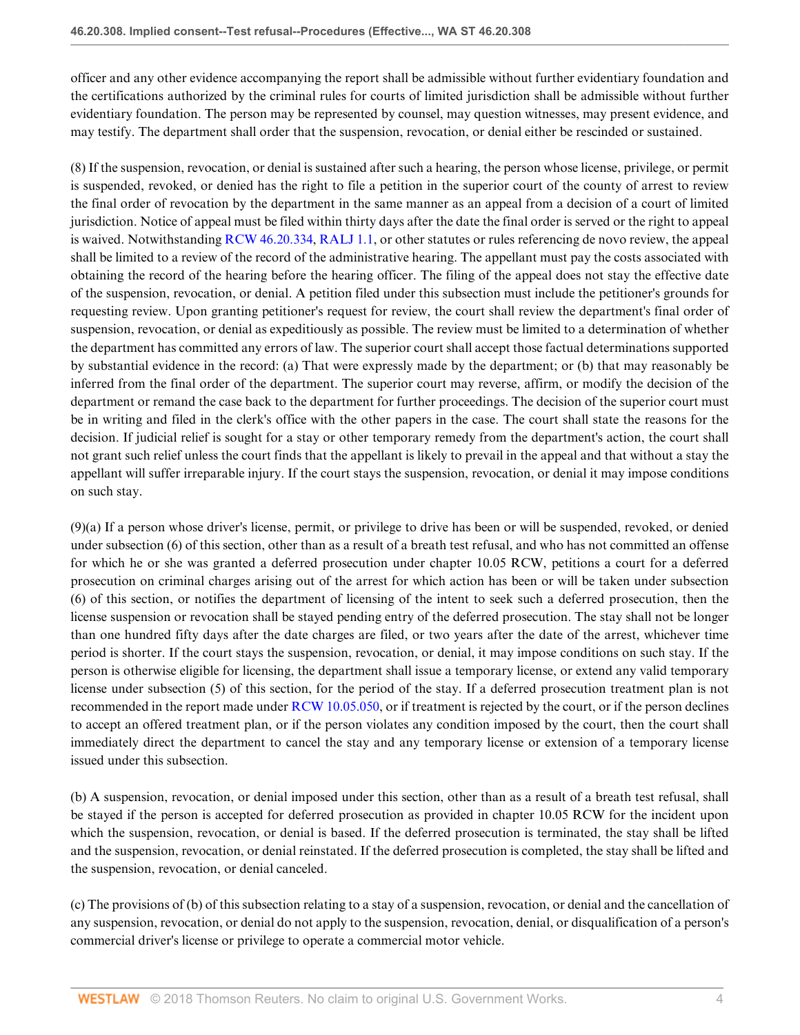officer and any other evidence accompanying the report shall be admissible without further evidentiary foundation and the certifications authorized by the criminal rules for courts of limited jurisdiction shall be admissible without further evidentiary foundation. The person may be represented by counsel, may question witnesses, may present evidence, and may testify. The department shall order that the suspension, revocation, or denial either be rescinded or sustained.

(8) If the suspension, revocation, or denial is sustained after such a hearing, the person whose license, privilege, or permit is suspended, revoked, or denied has the right to file a petition in the superior court of the county of arrest to review the final order of revocation by the department in the same manner as an appeal from a decision of a court of limited jurisdiction. Notice of appeal must be filed within thirty days after the date the final order is served or the right to appeal is waived. Notwithstanding RCW 46.20.334, RALJ 1.1, or other statutes or rules referencing de novo review, the appeal shall be limited to a review of the record of the administrative hearing. The appellant must pay the costs associated with obtaining the record of the hearing before the hearing officer. The filing of the appeal does not stay the effective date of the suspension, revocation, or denial. A petition filed under this subsection must include the petitioner's grounds for requesting review. Upon granting petitioner's request for review, the court shall review the department's final order of suspension, revocation, or denial as expeditiously as possible. The review must be limited to a determination of whether the department has committed any errors of law. The superior court shall accept those factual determinations supported by substantial evidence in the record: (a) That were expressly made by the department; or (b) that may reasonably be inferred from the final order of the department. The superior court may reverse, affirm, or modify the decision of the department or remand the case back to the department for further proceedings. The decision of the superior court must be in writing and filed in the clerk's office with the other papers in the case. The court shall state the reasons for the decision. If judicial relief is sought for a stay or other temporary remedy from the department's action, the court shall not grant such relief unless the court finds that the appellant is likely to prevail in the appeal and that without a stay the appellant will suffer irreparable injury. If the court stays the suspension, revocation, or denial it may impose conditions on such stay.

(9)(a) If a person whose driver's license, permit, or privilege to drive has been or will be suspended, revoked, or denied under subsection (6) of this section, other than as a result of a breath test refusal, and who has not committed an offense for which he or she was granted a deferred prosecution under chapter 10.05 RCW, petitions a court for a deferred prosecution on criminal charges arising out of the arrest for which action has been or will be taken under subsection (6) of this section, or notifies the department of licensing of the intent to seek such a deferred prosecution, then the license suspension or revocation shall be stayed pending entry of the deferred prosecution. The stay shall not be longer than one hundred fifty days after the date charges are filed, or two years after the date of the arrest, whichever time period is shorter. If the court stays the suspension, revocation, or denial, it may impose conditions on such stay. If the person is otherwise eligible for licensing, the department shall issue a temporary license, or extend any valid temporary license under subsection (5) of this section, for the period of the stay. If a deferred prosecution treatment plan is not recommended in the report made under RCW 10.05.050, or if treatment is rejected by the court, or if the person declines to accept an offered treatment plan, or if the person violates any condition imposed by the court, then the court shall immediately direct the department to cancel the stay and any temporary license or extension of a temporary license issued under this subsection.

(b) A suspension, revocation, or denial imposed under this section, other than as a result of a breath test refusal, shall be stayed if the person is accepted for deferred prosecution as provided in chapter 10.05 RCW for the incident upon which the suspension, revocation, or denial is based. If the deferred prosecution is terminated, the stay shall be lifted and the suspension, revocation, or denial reinstated. If the deferred prosecution is completed, the stay shall be lifted and the suspension, revocation, or denial canceled.

(c) The provisions of (b) of this subsection relating to a stay of a suspension, revocation, or denial and the cancellation of any suspension, revocation, or denial do not apply to the suspension, revocation, denial, or disqualification of a person's commercial driver's license or privilege to operate a commercial motor vehicle.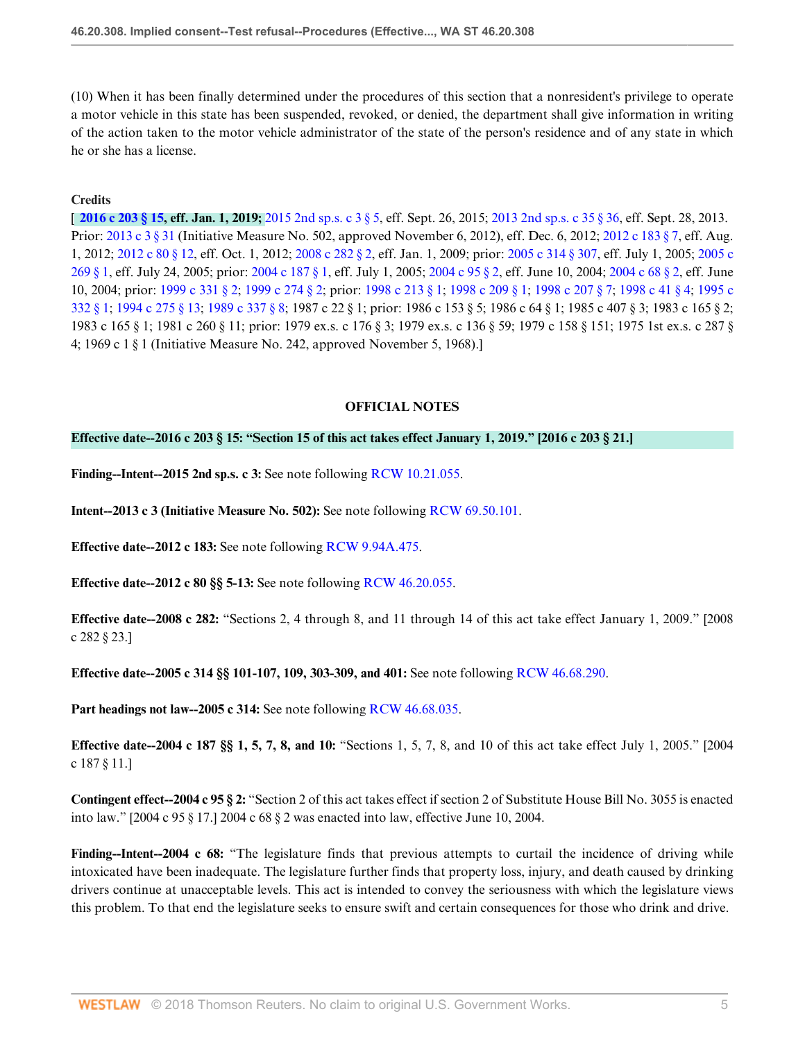(10) When it has been finally determined under the procedures of this section that a nonresident's privilege to operate a motor vehicle in this state has been suspended, revoked, or denied, the department shall give information in writing of the action taken to the motor vehicle administrator of the state of the person's residence and of any state in which he or she has a license.

**Credits**

[ **2016 c 203 § 15, eff. Jan. 1, 2019;** 2015 2nd sp.s. c 3 § 5, eff. Sept. 26, 2015; 2013 2nd sp.s. c 35 § 36, eff. Sept. 28, 2013. Prior: 2013 c 3 § 31 (Initiative Measure No. 502, approved November 6, 2012), eff. Dec. 6, 2012; 2012 c 183 § 7, eff. Aug. 1, 2012; 2012 c 80 § 12, eff. Oct. 1, 2012; 2008 c 282 § 2, eff. Jan. 1, 2009; prior: 2005 c 314 § 307, eff. July 1, 2005; 2005 c 269 § 1, eff. July 24, 2005; prior: 2004 c 187 § 1, eff. July 1, 2005; 2004 c 95 § 2, eff. June 10, 2004; 2004 c 68 § 2, eff. June 10, 2004; prior: 1999 c 331 § 2; 1999 c 274 § 2; prior: 1998 c 213 § 1; 1998 c 209 § 1; 1998 c 207 § 7; 1998 c 41 § 4; 1995 c 332 § 1; 1994 c 275 § 13; 1989 c 337 § 8; 1987 c 22 § 1; prior: 1986 c 153 § 5; 1986 c 64 § 1; 1985 c 407 § 3; 1983 c 165 § 2; 1983 c 165 § 1; 1981 c 260 § 11; prior: 1979 ex.s. c 176 § 3; 1979 ex.s. c 136 § 59; 1979 c 158 § 151; 1975 1st ex.s. c 287 § 4; 1969 c 1 § 1 (Initiative Measure No. 242, approved November 5, 1968).]

## OFFICIAL NOTES

**Effective date--2016 c 203 § 15: "Section 15 of this act takes effect January 1, 2019." [2016 c 203 § 21.]**

**Finding--Intent--2015 2nd sp.s. c 3:** See note following RCW 10.21.055.

**Intent--2013 c 3 (Initiative Measure No. 502):** See note following RCW 69.50.101.

**Effective date--2012 c 183:** See note following RCW 9.94A.475.

**Effective date--2012 c 80 §§ 5-13:** See note following RCW 46.20.055.

**Effective date--2008 c 282:** "Sections 2, 4 through 8, and 11 through 14 of this act take effect January 1, 2009." [2008 c 282 § 23.]

**Effective date--2005 c 314 §§ 101-107, 109, 303-309, and 401:** See note following RCW 46.68.290.

**Part headings not law--2005 c 314:** See note following RCW 46.68.035.

**Effective date--2004 c 187 §§ 1, 5, 7, 8, and 10:** "Sections 1, 5, 7, 8, and 10 of this act take effect July 1, 2005." [2004 c 187 § 11.]

**Contingent effect--2004 c 95 § 2:** "Section 2 of this act takes effect if section 2 of Substitute House Bill No. 3055 is enacted into law." [2004 c 95 § 17.] 2004 c 68 § 2 was enacted into law, effective June 10, 2004.

**Finding--Intent--2004 c 68:** "The legislature finds that previous attempts to curtail the incidence of driving while intoxicated have been inadequate. The legislature further finds that property loss, injury, and death caused by drinking drivers continue at unacceptable levels. This act is intended to convey the seriousness with which the legislature views this problem. To that end the legislature seeks to ensure swift and certain consequences for those who drink and drive.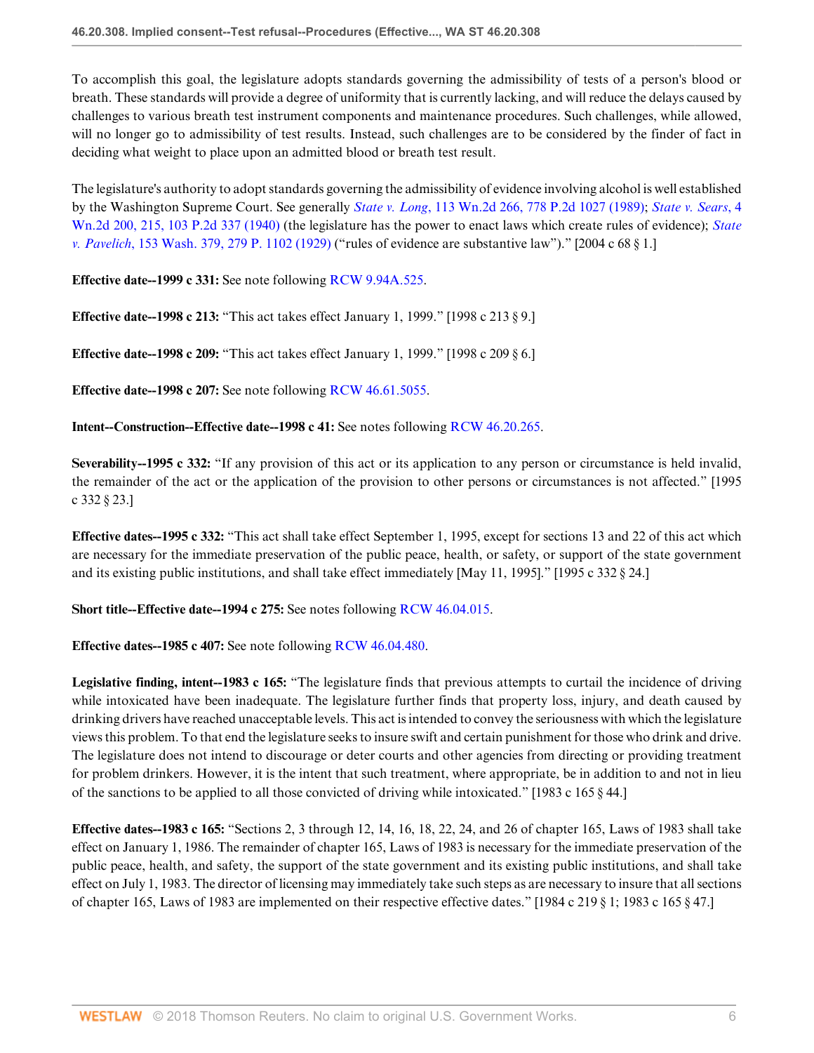To accomplish this goal, the legislature adopts standards governing the admissibility of tests of a person's blood or breath. These standards will provide a degree of uniformity that is currently lacking, and will reduce the delays caused by challenges to various breath test instrument components and maintenance procedures. Such challenges, while allowed, will no longer go to admissibility of test results. Instead, such challenges are to be considered by the finder of fact in deciding what weight to place upon an admitted blood or breath test result.

The legislature's authority to adopt standards governing the admissibility of evidence involving alcohol is well established by the Washington Supreme Court. See generally *State v. Long*, 113 Wn.2d 266, 778 P.2d 1027 (1989); *State v. Sears*, 4 Wn.2d 200, 215, 103 P.2d 337 (1940) (the legislature has the power to enact laws which create rules of evidence); *State v. Pavelich*, 153 Wash. 379, 279 P. 1102 (1929) ("rules of evidence are substantive law")." [2004 c 68 § 1.]

**Effective date--1999 c 331:** See note following RCW 9.94A.525.

**Effective date--1998 c 213:** "This act takes effect January 1, 1999." [1998 c 213 § 9.]

**Effective date--1998 c 209:** "This act takes effect January 1, 1999." [1998 c 209 § 6.]

**Effective date--1998 c 207:** See note following RCW 46.61.5055.

**Intent--Construction--Effective date--1998 c 41:** See notes following RCW 46.20.265.

**Severability--1995 c 332:** "If any provision of this act or its application to any person or circumstance is held invalid, the remainder of the act or the application of the provision to other persons or circumstances is not affected." [1995 c 332 § 23.]

**Effective dates--1995 c 332:** "This act shall take effect September 1, 1995, except for sections 13 and 22 of this act which are necessary for the immediate preservation of the public peace, health, or safety, or support of the state government and its existing public institutions, and shall take effect immediately [May 11, 1995]." [1995 c 332 § 24.]

**Short title--Effective date--1994 c 275:** See notes following RCW 46.04.015.

**Effective dates--1985 c 407:** See note following RCW 46.04.480.

**Legislative finding, intent--1983 c 165:** "The legislature finds that previous attempts to curtail the incidence of driving while intoxicated have been inadequate. The legislature further finds that property loss, injury, and death caused by drinking drivers have reached unacceptable levels. This act is intended to convey the seriousness with which the legislature views this problem. To that end the legislature seeks to insure swift and certain punishment for those who drink and drive. The legislature does not intend to discourage or deter courts and other agencies from directing or providing treatment for problem drinkers. However, it is the intent that such treatment, where appropriate, be in addition to and not in lieu of the sanctions to be applied to all those convicted of driving while intoxicated." [1983 c 165 § 44.]

**Effective dates--1983 c 165:** "Sections 2, 3 through 12, 14, 16, 18, 22, 24, and 26 of chapter 165, Laws of 1983 shall take effect on January 1, 1986. The remainder of chapter 165, Laws of 1983 is necessary for the immediate preservation of the public peace, health, and safety, the support of the state government and its existing public institutions, and shall take effect on July 1, 1983. The director of licensing may immediately take such steps as are necessary to insure that all sections of chapter 165, Laws of 1983 are implemented on their respective effective dates." [1984 c 219 § 1; 1983 c 165 § 47.]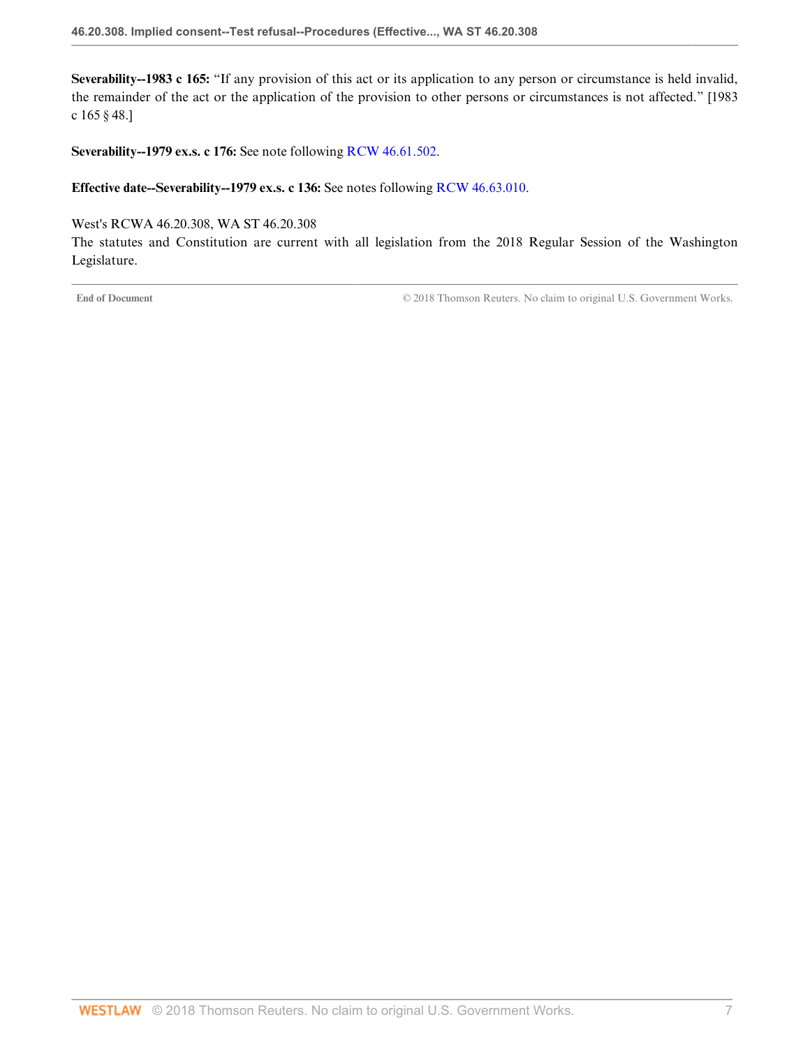**Severability--1983 c 165:** "If any provision of this act or its application to any person or circumstance is held invalid, the remainder of the act or the application of the provision to other persons or circumstances is not affected." [1983 c 165 § 48.]

**Severability--1979 ex.s. c 176:** See note following RCW 46.61.502.

**Effective date--Severability--1979 ex.s. c 136:** See notes following RCW 46.63.010.

West's RCWA 46.20.308, WA ST 46.20.308
The statutes and Constitution are current with all legislation from the 2018 Regular Session of the Washington Legislature.

---

**End of Document** © 2018 Thomson Reuters. No claim to original U.S. Government Works.